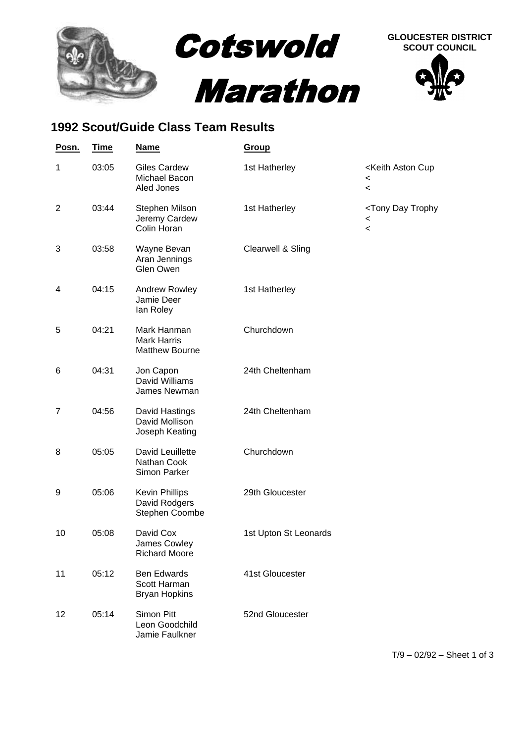# Cotswold Marathon

**GLOUCESTER DISTRICT SCOUT COUNCIL**

## 1992 Scout/Guide Class Team Results

| Posn. | Time | Name | Group | |
|---|---|---|---|---|
| 1 | 03:05 | Giles Cardew<br>Michael Bacon<br>Aled Jones | 1st Hatherley | <Keith Aston Cup<br><<br>< |
| 2 | 03:44 | Stephen Milson<br>Jeremy Cardew<br>Colin Horan | 1st Hatherley | <Tony Day Trophy<br><<br>< |
| 3 | 03:58 | Wayne Bevan<br>Aran Jennings<br>Glen Owen | Clearwell & Sling | |
| 4 | 04:15 | Andrew Rowley<br>Jamie Deer<br>Ian Roley | 1st Hatherley | |
| 5 | 04:21 | Mark Hanman<br>Mark Harris<br>Matthew Bourne | Churchdown | |
| 6 | 04:31 | Jon Capon<br>David Williams<br>James Newman | 24th Cheltenham | |
| 7 | 04:56 | David Hastings<br>David Mollison<br>Joseph Keating | 24th Cheltenham | |
| 8 | 05:05 | David Leuillette<br>Nathan Cook<br>Simon Parker | Churchdown | |
| 9 | 05:06 | Kevin Phillips<br>David Rodgers<br>Stephen Coombe | 29th Gloucester | |
| 10 | 05:08 | David Cox<br>James Cowley<br>Richard Moore | 1st Upton St Leonards | |
| 11 | 05:12 | Ben Edwards<br>Scott Harman<br>Bryan Hopkins | 41st Gloucester | |
| 12 | 05:14 | Simon Pitt<br>Leon Goodchild<br>Jamie Faulkner | 52nd Gloucester | |

T/9 – 02/92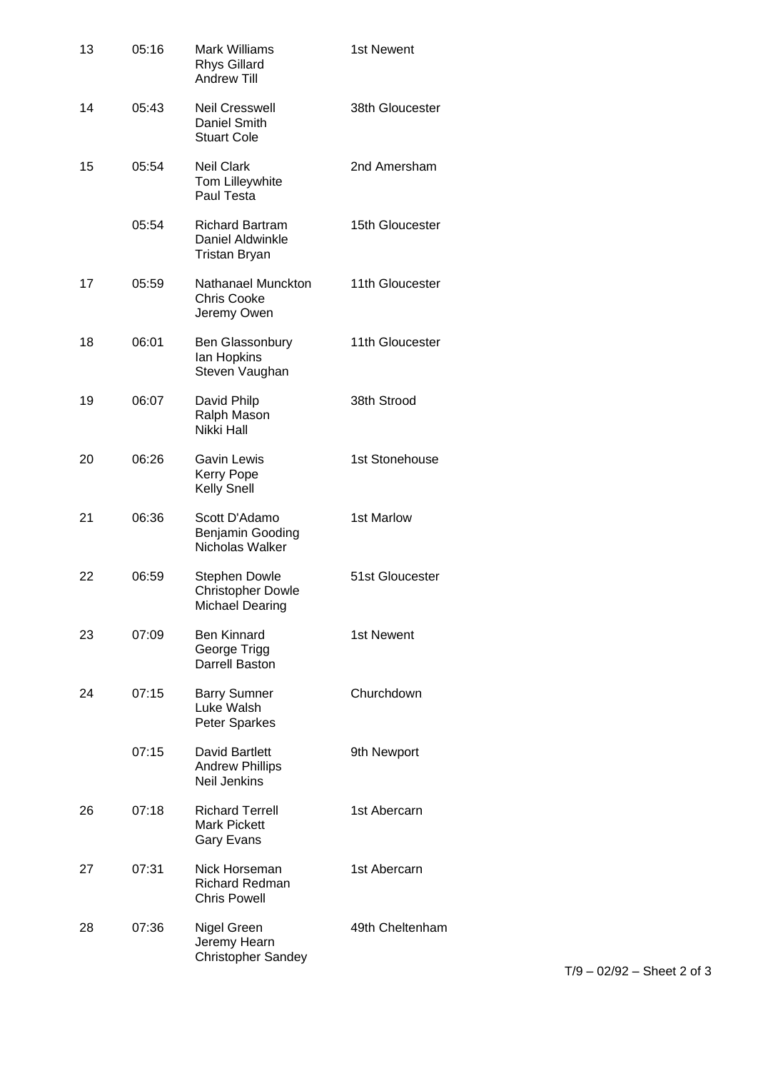| Position | Time | Names | Group |
|---|---|---|---|
| 13 | 05:16 | Mark Williams<br>Rhys Gillard<br>Andrew Till | 1st Newent |
| 14 | 05:43 | Neil Cresswell<br>Daniel Smith<br>Stuart Cole | 38th Gloucester |
| 15 | 05:54 | Neil Clark<br>Tom Lilleywhite<br>Paul Testa | 2nd Amersham |
| | 05:54 | Richard Bartram<br>Daniel Aldwinkle<br>Tristan Bryan | 15th Gloucester |
| 17 | 05:59 | Nathanael Munckton<br>Chris Cooke<br>Jeremy Owen | 11th Gloucester |
| 18 | 06:01 | Ben Glassonbury<br>Ian Hopkins<br>Steven Vaughan | 11th Gloucester |
| 19 | 06:07 | David Philp<br>Ralph Mason<br>Nikki Hall | 38th Strood |
| 20 | 06:26 | Gavin Lewis<br>Kerry Pope<br>Kelly Snell | 1st Stonehouse |
| 21 | 06:36 | Scott D'Adamo<br>Benjamin Gooding<br>Nicholas Walker | 1st Marlow |
| 22 | 06:59 | Stephen Dowle<br>Christopher Dowle<br>Michael Dearing | 51st Gloucester |
| 23 | 07:09 | Ben Kinnard<br>George Trigg<br>Darrell Baston | 1st Newent |
| 24 | 07:15 | Barry Sumner<br>Luke Walsh<br>Peter Sparkes | Churchdown |
| | 07:15 | David Bartlett<br>Andrew Phillips<br>Neil Jenkins | 9th Newport |
| 26 | 07:18 | Richard Terrell<br>Mark Pickett<br>Gary Evans | 1st Abercarn |
| 27 | 07:31 | Nick Horseman<br>Richard Redman<br>Chris Powell | 1st Abercarn |
| 28 | 07:36 | Nigel Green<br>Jeremy Hearn<br>Christopher Sandey | 49th Cheltenham |

T/9 – 02/92 – Sheet 2 of 3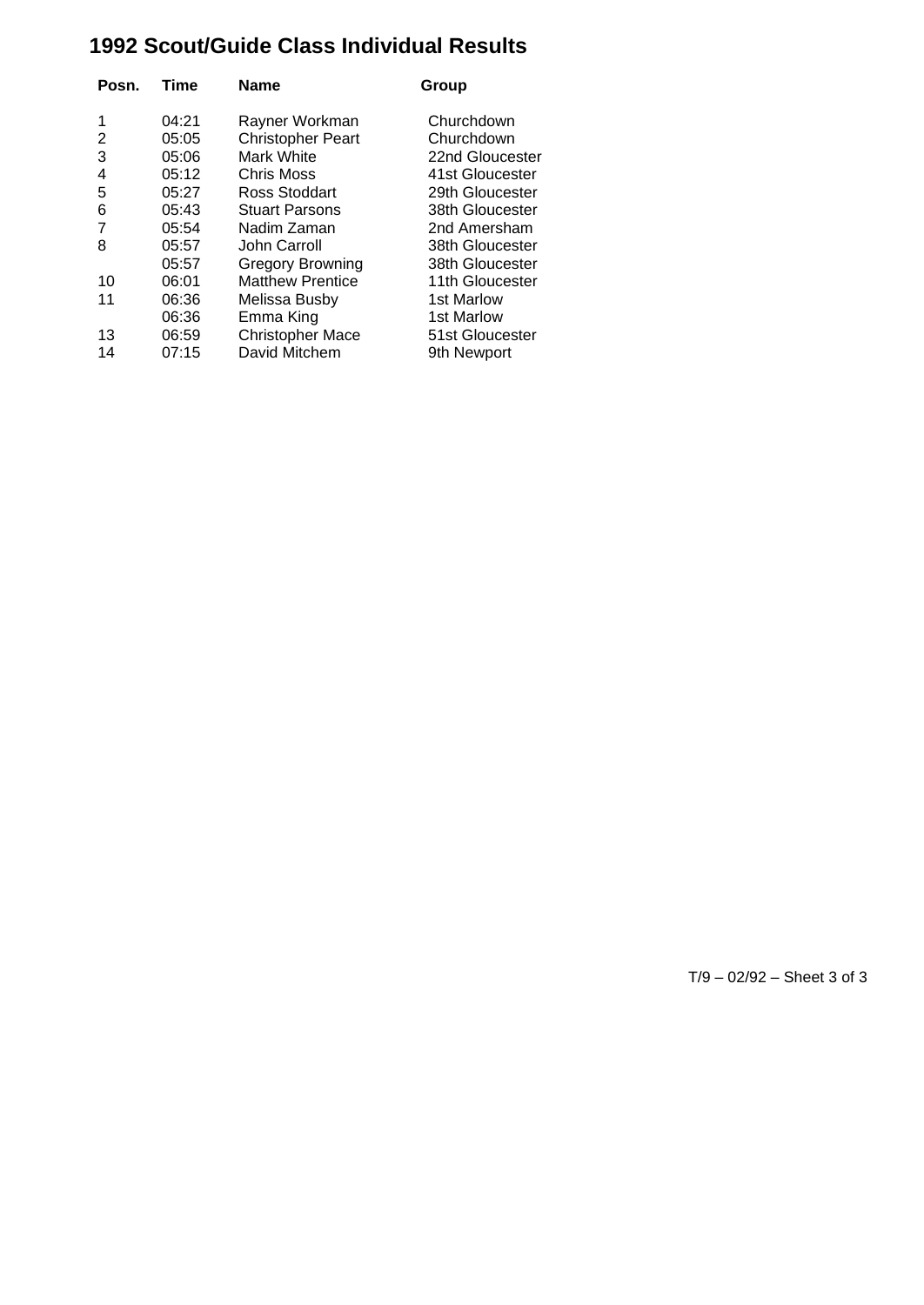# 1992 Scout/Guide Class Individual Results

| Posn. | Time | Name | Group |
|---|---|---|---|
| 1 | 04:21 | Rayner Workman | Churchdown |
| 2 | 05:05 | Christopher Peart | Churchdown |
| 3 | 05:06 | Mark White | 22nd Gloucester |
| 4 | 05:12 | Chris Moss | 41st Gloucester |
| 5 | 05:27 | Ross Stoddart | 29th Gloucester |
| 6 | 05:43 | Stuart Parsons | 38th Gloucester |
| 7 | 05:54 | Nadim Zaman | 2nd Amersham |
| 8 | 05:57 | John Carroll | 38th Gloucester |
| | 05:57 | Gregory Browning | 38th Gloucester |
| 10 | 06:01 | Matthew Prentice | 11th Gloucester |
| 11 | 06:36 | Melissa Busby | 1st Marlow |
| | 06:36 | Emma King | 1st Marlow |
| 13 | 06:59 | Christopher Mace | 51st Gloucester |
| 14 | 07:15 | David Mitchem | 9th Newport |

T/9 – 02/92